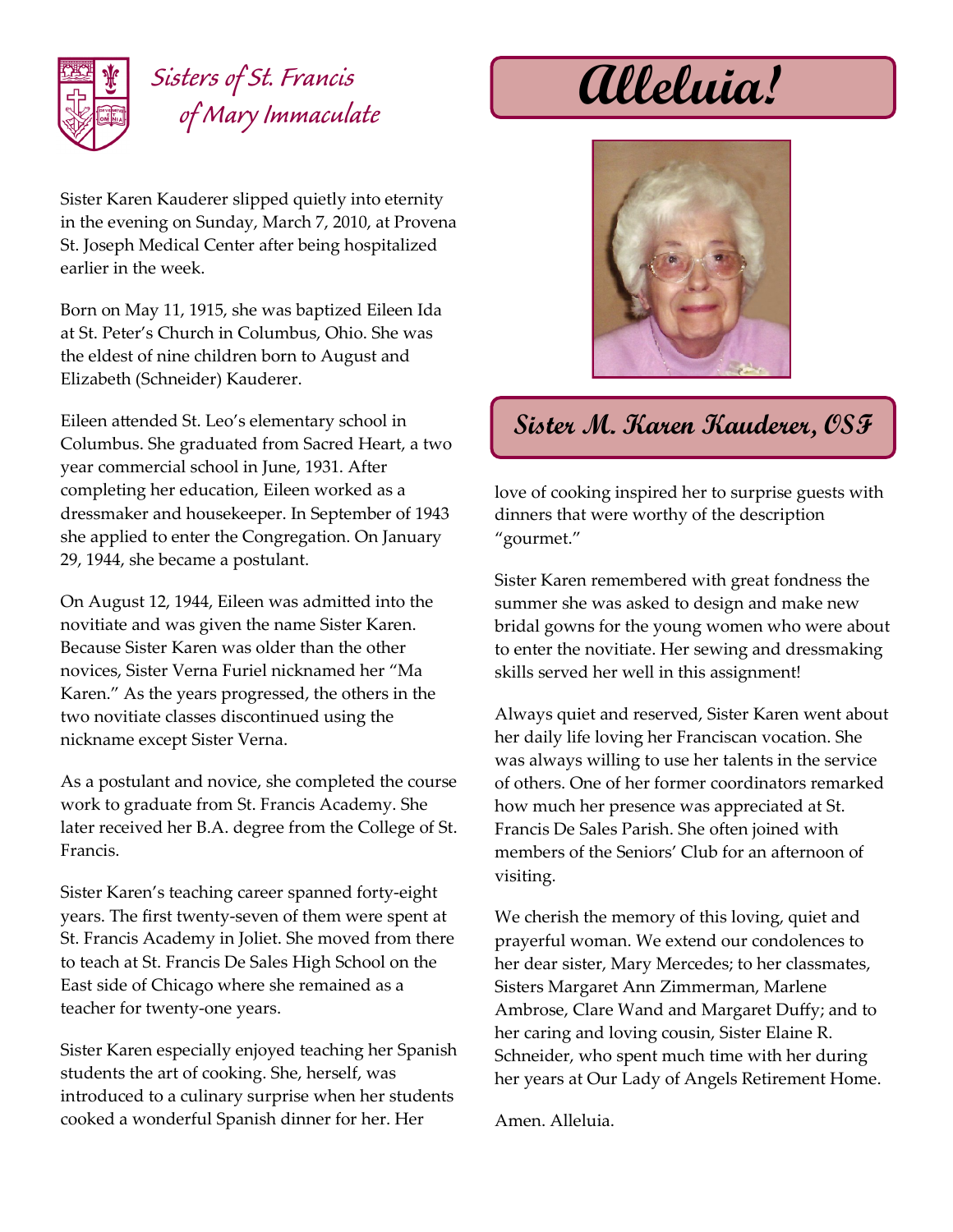Sisters of St. Francis of Mary Immaculate

# Alleluia!

## Sister M. Karen Kauderer, OSF

Sister Karen Kauderer slipped quietly into eternity in the evening on Sunday, March 7, 2010, at Provena St. Joseph Medical Center after being hospitalized earlier in the week.

Born on May 11, 1915, she was baptized Eileen Ida at St. Peter's Church in Columbus, Ohio. She was the eldest of nine children born to August and Elizabeth (Schneider) Kauderer.

Eileen attended St. Leo's elementary school in Columbus. She graduated from Sacred Heart, a two year commercial school in June, 1931. After completing her education, Eileen worked as a dressmaker and housekeeper. In September of 1943 she applied to enter the Congregation. On January 29, 1944, she became a postulant.

On August 12, 1944, Eileen was admitted into the novitiate and was given the name Sister Karen. Because Sister Karen was older than the other novices, Sister Verna Furiel nicknamed her "Ma Karen." As the years progressed, the others in the two novitiate classes discontinued using the nickname except Sister Verna.

As a postulant and novice, she completed the course work to graduate from St. Francis Academy. She later received her B.A. degree from the College of St. Francis.

Sister Karen's teaching career spanned forty-eight years. The first twenty-seven of them were spent at St. Francis Academy in Joliet. She moved from there to teach at St. Francis De Sales High School on the East side of Chicago where she remained as a teacher for twenty-one years.

Sister Karen especially enjoyed teaching her Spanish students the art of cooking. She, herself, was introduced to a culinary surprise when her students cooked a wonderful Spanish dinner for her. Her love of cooking inspired her to surprise guests with dinners that were worthy of the description "gourmet."

Sister Karen remembered with great fondness the summer she was asked to design and make new bridal gowns for the young women who were about to enter the novitiate. Her sewing and dressmaking skills served her well in this assignment!

Always quiet and reserved, Sister Karen went about her daily life loving her Franciscan vocation. She was always willing to use her talents in the service of others. One of her former coordinators remarked how much her presence was appreciated at St. Francis De Sales Parish. She often joined with members of the Seniors' Club for an afternoon of visiting.

We cherish the memory of this loving, quiet and prayerful woman. We extend our condolences to her dear sister, Mary Mercedes; to her classmates, Sisters Margaret Ann Zimmerman, Marlene Ambrose, Clare Wand and Margaret Duffy; and to her caring and loving cousin, Sister Elaine R. Schneider, who spent much time with her during her years at Our Lady of Angels Retirement Home.

Amen. Alleluia.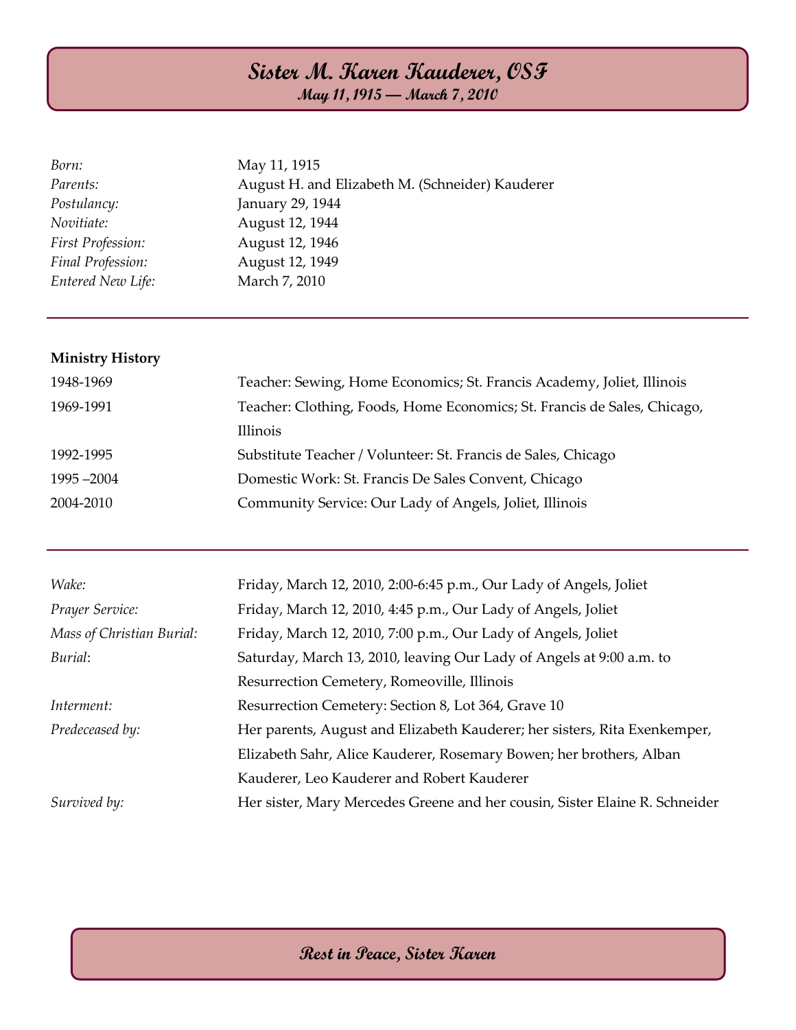# Sister M. Karen Kauderer, OSF

**May 11, 1915 — March 7, 2010**

| | |
|---|---|
| *Born:* | May 11, 1915 |
| *Parents:* | August H. and Elizabeth M. (Schneider) Kauderer |
| *Postulancy:* | January 29, 1944 |
| *Novitiate:* | August 12, 1944 |
| *First Profession:* | August 12, 1946 |
| *Final Profession:* | August 12, 1949 |
| *Entered New Life:* | March 7, 2010 |

**Ministry History**

| | |
|---|---|
| 1948-1969 | Teacher: Sewing, Home Economics; St. Francis Academy, Joliet, Illinois |
| 1969-1991 | Teacher: Clothing, Foods, Home Economics; St. Francis de Sales, Chicago, Illinois |
| 1992-1995 | Substitute Teacher / Volunteer: St. Francis de Sales, Chicago |
| 1995 –2004 | Domestic Work: St. Francis De Sales Convent, Chicago |
| 2004-2010 | Community Service: Our Lady of Angels, Joliet, Illinois |

| | |
|---|---|
| *Wake:* | Friday, March 12, 2010, 2:00-6:45 p.m., Our Lady of Angels, Joliet |
| *Prayer Service:* | Friday, March 12, 2010, 4:45 p.m., Our Lady of Angels, Joliet |
| *Mass of Christian Burial:* | Friday, March 12, 2010, 7:00 p.m., Our Lady of Angels, Joliet |
| *Burial*: | Saturday, March 13, 2010, leaving Our Lady of Angels at 9:00 a.m. to Resurrection Cemetery, Romeoville, Illinois |
| *Interment:* | Resurrection Cemetery: Section 8, Lot 364, Grave 10 |
| *Predeceased by:* | Her parents, August and Elizabeth Kauderer; her sisters, Rita Exenkemper, Elizabeth Sahr, Alice Kauderer, Rosemary Bowen; her brothers, Alban Kauderer, Leo Kauderer and Robert Kauderer |
| *Survived by:* | Her sister, Mary Mercedes Greene and her cousin, Sister Elaine R. Schneider |

**Rest in Peace, Sister Karen**